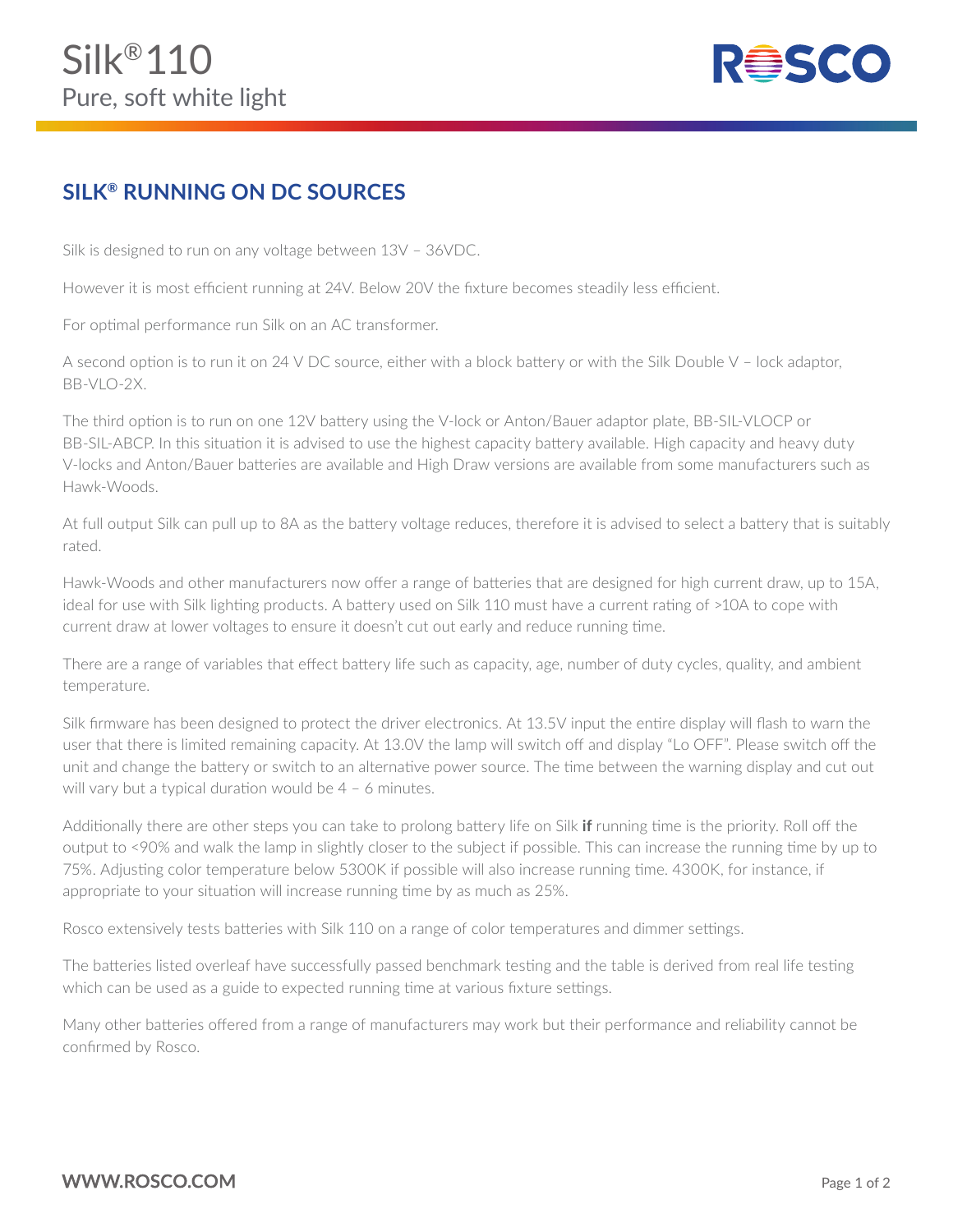# Silk® 110

Pure, soft white light

## SILK® RUNNING ON DC SOURCES

Silk is designed to run on any voltage between 13V – 36VDC.

However it is most efficient running at 24V. Below 20V the fixture becomes steadily less efficient.

For optimal performance run Silk on an AC transformer.

A second option is to run it on 24 V DC source, either with a block battery or with the Silk Double V – lock adaptor, BB-VLO-2X.

The third option is to run on one 12V battery using the V-lock or Anton/Bauer adaptor plate, BB-SIL-VLOCP or BB-SIL-ABCP. In this situation it is advised to use the highest capacity battery available. High capacity and heavy duty V-locks and Anton/Bauer batteries are available and High Draw versions are available from some manufacturers such as Hawk-Woods.

At full output Silk can pull up to 8A as the battery voltage reduces, therefore it is advised to select a battery that is suitably rated.

Hawk-Woods and other manufacturers now offer a range of batteries that are designed for high current draw, up to 15A, ideal for use with Silk lighting products. A battery used on Silk 110 must have a current rating of >10A to cope with current draw at lower voltages to ensure it doesn't cut out early and reduce running time.

There are a range of variables that effect battery life such as capacity, age, number of duty cycles, quality, and ambient temperature.

Silk firmware has been designed to protect the driver electronics. At 13.5V input the entire display will flash to warn the user that there is limited remaining capacity. At 13.0V the lamp will switch off and display "Lo OFF". Please switch off the unit and change the battery or switch to an alternative power source. The time between the warning display and cut out will vary but a typical duration would be 4 – 6 minutes.

Additionally there are other steps you can take to prolong battery life on Silk **if** running time is the priority. Roll off the output to <90% and walk the lamp in slightly closer to the subject if possible. This can increase the running time by up to 75%. Adjusting color temperature below 5300K if possible will also increase running time. 4300K, for instance, if appropriate to your situation will increase running time by as much as 25%.

Rosco extensively tests batteries with Silk 110 on a range of color temperatures and dimmer settings.

The batteries listed overleaf have successfully passed benchmark testing and the table is derived from real life testing which can be used as a guide to expected running time at various fixture settings.

Many other batteries offered from a range of manufacturers may work but their performance and reliability cannot be confirmed by Rosco.

**WWW.ROSCO.COM**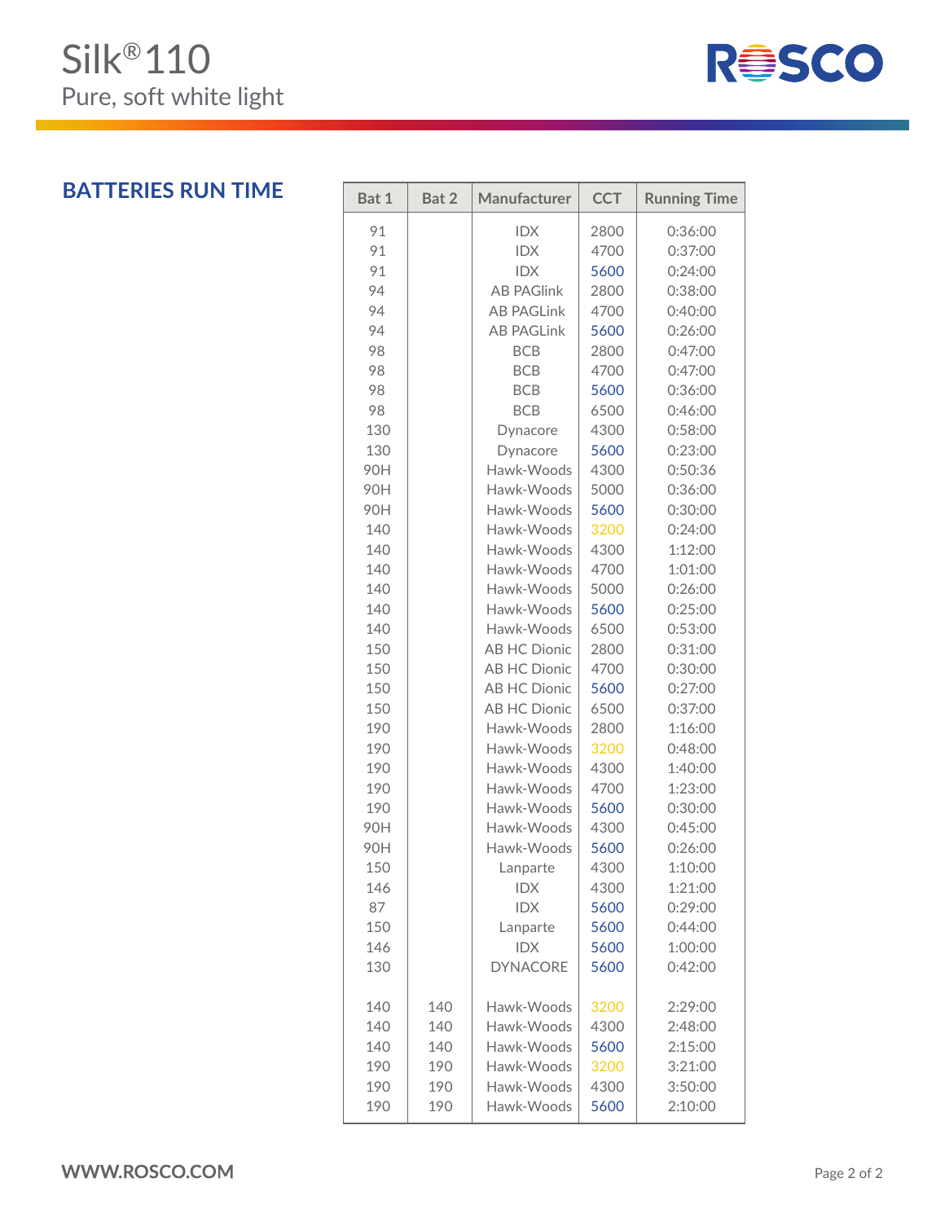# Silk® 110

Pure, soft white light

## BATTERIES RUN TIME

| Bat 1 | Bat 2 | Manufacturer | CCT | Running Time |
|---|---|---|---|---|
| 91 | | IDX | 2800 | 0:36:00 |
| 91 | | IDX | 4700 | 0:37:00 |
| 91 | | IDX | 5600 | 0:24:00 |
| 94 | | AB PAGlink | 2800 | 0:38:00 |
| 94 | | AB PAGLink | 4700 | 0:40:00 |
| 94 | | AB PAGLink | 5600 | 0:26:00 |
| 98 | | BCB | 2800 | 0:47:00 |
| 98 | | BCB | 4700 | 0:47:00 |
| 98 | | BCB | 5600 | 0:36:00 |
| 98 | | BCB | 6500 | 0:46:00 |
| 130 | | Dynacore | 4300 | 0:58:00 |
| 130 | | Dynacore | 5600 | 0:23:00 |
| 90H | | Hawk-Woods | 4300 | 0:50:36 |
| 90H | | Hawk-Woods | 5000 | 0:36:00 |
| 90H | | Hawk-Woods | 5600 | 0:30:00 |
| 140 | | Hawk-Woods | 3200 | 0:24:00 |
| 140 | | Hawk-Woods | 4300 | 1:12:00 |
| 140 | | Hawk-Woods | 4700 | 1:01:00 |
| 140 | | Hawk-Woods | 5000 | 0:26:00 |
| 140 | | Hawk-Woods | 5600 | 0:25:00 |
| 140 | | Hawk-Woods | 6500 | 0:53:00 |
| 150 | | AB HC Dionic | 2800 | 0:31:00 |
| 150 | | AB HC Dionic | 4700 | 0:30:00 |
| 150 | | AB HC Dionic | 5600 | 0:27:00 |
| 150 | | AB HC Dionic | 6500 | 0:37:00 |
| 190 | | Hawk-Woods | 2800 | 1:16:00 |
| 190 | | Hawk-Woods | 3200 | 0:48:00 |
| 190 | | Hawk-Woods | 4300 | 1:40:00 |
| 190 | | Hawk-Woods | 4700 | 1:23:00 |
| 190 | | Hawk-Woods | 5600 | 0:30:00 |
| 90H | | Hawk-Woods | 4300 | 0:45:00 |
| 90H | | Hawk-Woods | 5600 | 0:26:00 |
| 150 | | Lanparte | 4300 | 1:10:00 |
| 146 | | IDX | 4300 | 1:21:00 |
| 87 | | IDX | 5600 | 0:29:00 |
| 150 | | Lanparte | 5600 | 0:44:00 |
| 146 | | IDX | 5600 | 1:00:00 |
| 130 | | DYNACORE | 5600 | 0:42:00 |
| 140 | 140 | Hawk-Woods | 3200 | 2:29:00 |
| 140 | 140 | Hawk-Woods | 4300 | 2:48:00 |
| 140 | 140 | Hawk-Woods | 5600 | 2:15:00 |
| 190 | 190 | Hawk-Woods | 3200 | 3:21:00 |
| 190 | 190 | Hawk-Woods | 4300 | 3:50:00 |
| 190 | 190 | Hawk-Woods | 5600 | 2:10:00 |

WWW.ROSCO.COM